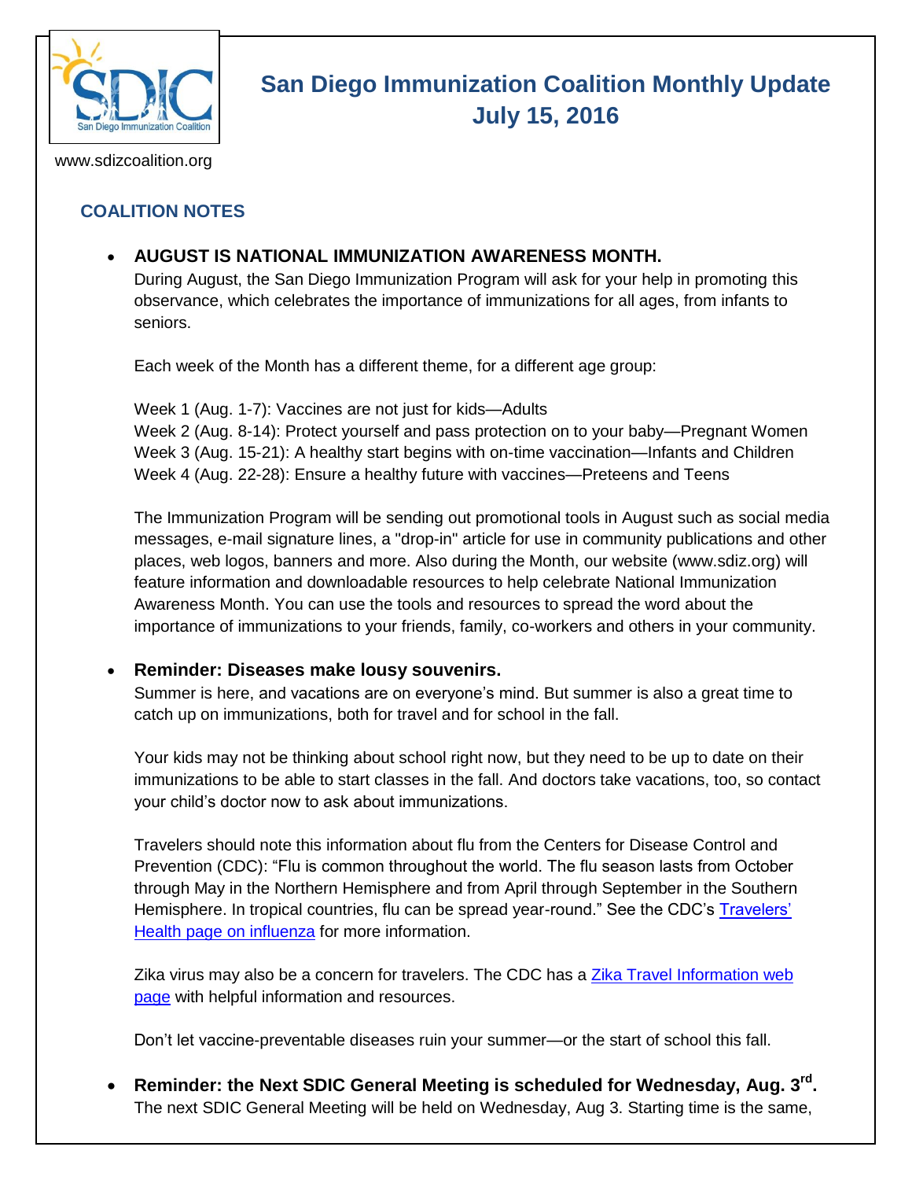www.sdizcoalition.org

# San Diego Immunization Coalition Monthly Update July 15, 2016

## COALITION NOTES

- **AUGUST IS NATIONAL IMMUNIZATION AWARENESS MONTH.**
  During August, the San Diego Immunization Program will ask for your help in promoting this observance, which celebrates the importance of immunizations for all ages, from infants to seniors.

  Each week of the Month has a different theme, for a different age group:

  Week 1 (Aug. 1-7): Vaccines are not just for kids—Adults
  Week 2 (Aug. 8-14): Protect yourself and pass protection on to your baby—Pregnant Women
  Week 3 (Aug. 15-21): A healthy start begins with on-time vaccination—Infants and Children
  Week 4 (Aug. 22-28): Ensure a healthy future with vaccines—Preteens and Teens

  The Immunization Program will be sending out promotional tools in August such as social media messages, e-mail signature lines, a "drop-in" article for use in community publications and other places, web logos, banners and more. Also during the Month, our website (www.sdiz.org) will feature information and downloadable resources to help celebrate National Immunization Awareness Month. You can use the tools and resources to spread the word about the importance of immunizations to your friends, family, co-workers and others in your community.

- **Reminder: Diseases make lousy souvenirs.**
  Summer is here, and vacations are on everyone's mind. But summer is also a great time to catch up on immunizations, both for travel and for school in the fall.

  Your kids may not be thinking about school right now, but they need to be up to date on their immunizations to be able to start classes in the fall. And doctors take vacations, too, so contact your child's doctor now to ask about immunizations.

  Travelers should note this information about flu from the Centers for Disease Control and Prevention (CDC): "Flu is common throughout the world. The flu season lasts from October through May in the Northern Hemisphere and from April through September in the Southern Hemisphere. In tropical countries, flu can be spread year-round." See the CDC's Travelers' Health page on influenza for more information.

  Zika virus may also be a concern for travelers. The CDC has a Zika Travel Information web page with helpful information and resources.

  Don't let vaccine-preventable diseases ruin your summer—or the start of school this fall.

- **Reminder: the Next SDIC General Meeting is scheduled for Wednesday, Aug. 3rd.**
  The next SDIC General Meeting will be held on Wednesday, Aug 3. Starting time is the same,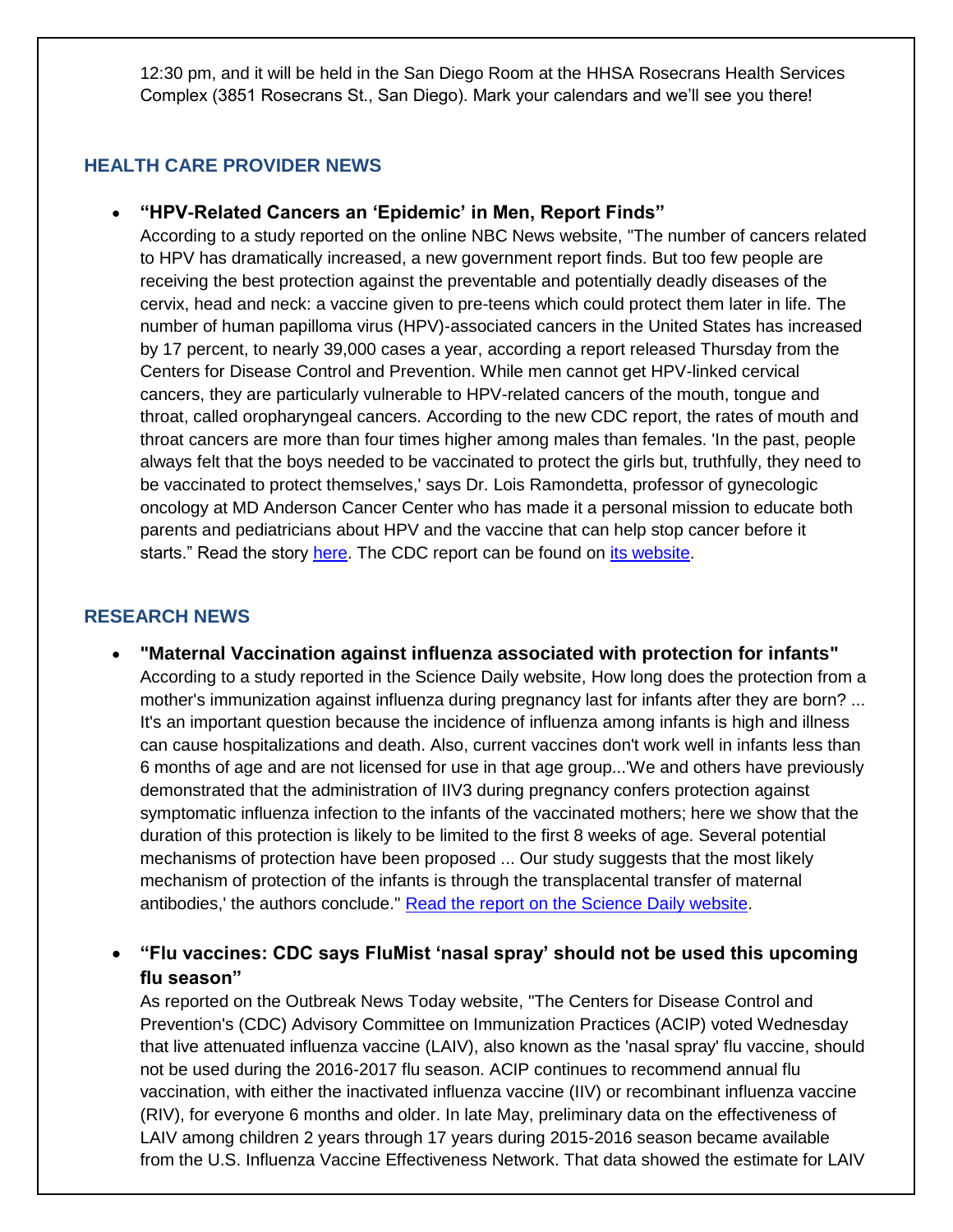12:30 pm, and it will be held in the San Diego Room at the HHSA Rosecrans Health Services Complex (3851 Rosecrans St., San Diego). Mark your calendars and we'll see you there!

## HEALTH CARE PROVIDER NEWS

- **"HPV-Related Cancers an 'Epidemic' in Men, Report Finds"**
  According to a study reported on the online NBC News website, "The number of cancers related to HPV has dramatically increased, a new government report finds. But too few people are receiving the best protection against the preventable and potentially deadly diseases of the cervix, head and neck: a vaccine given to pre-teens which could protect them later in life. The number of human papilloma virus (HPV)-associated cancers in the United States has increased by 17 percent, to nearly 39,000 cases a year, according a report released Thursday from the Centers for Disease Control and Prevention. While men cannot get HPV-linked cervical cancers, they are particularly vulnerable to HPV-related cancers of the mouth, tongue and throat, called oropharyngeal cancers. According to the new CDC report, the rates of mouth and throat cancers are more than four times higher among males than females. 'In the past, people always felt that the boys needed to be vaccinated to protect the girls but, truthfully, they need to be vaccinated to protect themselves,' says Dr. Lois Ramondetta, professor of gynecologic oncology at MD Anderson Cancer Center who has made it a personal mission to educate both parents and pediatricians about HPV and the vaccine that can help stop cancer before it starts." Read the story here. The CDC report can be found on its website.

## RESEARCH NEWS

- **"Maternal Vaccination against influenza associated with protection for infants"**
  According to a study reported in the Science Daily website, How long does the protection from a mother's immunization against influenza during pregnancy last for infants after they are born? ... It's an important question because the incidence of influenza among infants is high and illness can cause hospitalizations and death. Also, current vaccines don't work well in infants less than 6 months of age and are not licensed for use in that age group...'We and others have previously demonstrated that the administration of IIV3 during pregnancy confers protection against symptomatic influenza infection to the infants of the vaccinated mothers; here we show that the duration of this protection is likely to be limited to the first 8 weeks of age. Several potential mechanisms of protection have been proposed ... Our study suggests that the most likely mechanism of protection of the infants is through the transplacental transfer of maternal antibodies,' the authors conclude." Read the report on the Science Daily website.

- **"Flu vaccines: CDC says FluMist 'nasal spray' should not be used this upcoming flu season"**
  As reported on the Outbreak News Today website, "The Centers for Disease Control and Prevention's (CDC) Advisory Committee on Immunization Practices (ACIP) voted Wednesday that live attenuated influenza vaccine (LAIV), also known as the 'nasal spray' flu vaccine, should not be used during the 2016-2017 flu season. ACIP continues to recommend annual flu vaccination, with either the inactivated influenza vaccine (IIV) or recombinant influenza vaccine (RIV), for everyone 6 months and older. In late May, preliminary data on the effectiveness of LAIV among children 2 years through 17 years during 2015-2016 season became available from the U.S. Influenza Vaccine Effectiveness Network. That data showed the estimate for LAIV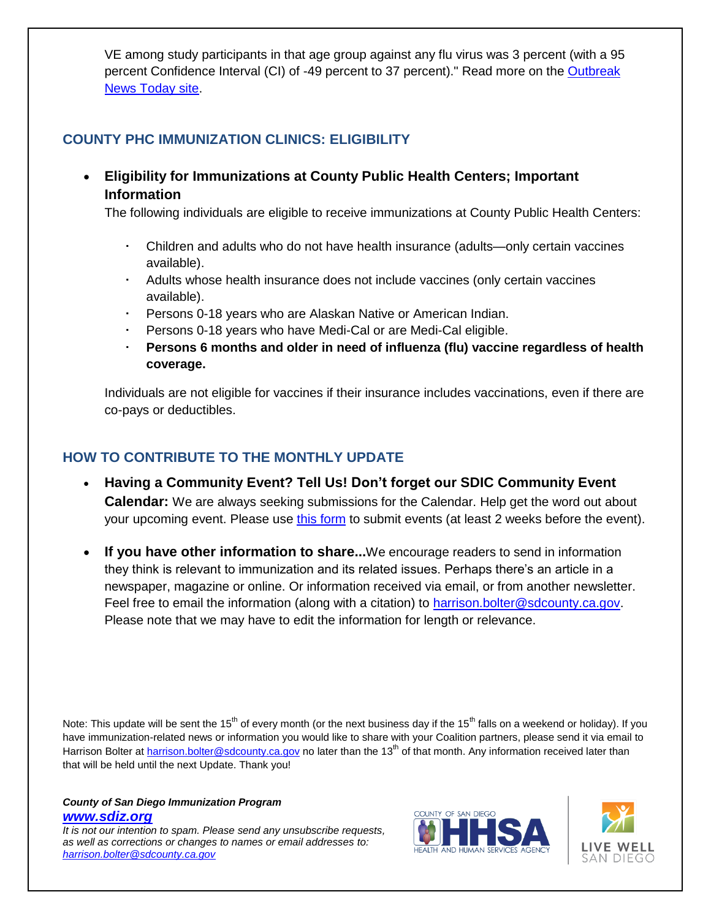VE among study participants in that age group against any flu virus was 3 percent (with a 95 percent Confidence Interval (CI) of -49 percent to 37 percent)." Read more on the [Outbreak News Today site](#).

## COUNTY PHC IMMUNIZATION CLINICS: ELIGIBILITY

- **Eligibility for Immunizations at County Public Health Centers; Important Information**

  The following individuals are eligible to receive immunizations at County Public Health Centers:

  - Children and adults who do not have health insurance (adults—only certain vaccines available).
  - Adults whose health insurance does not include vaccines (only certain vaccines available).
  - Persons 0-18 years who are Alaskan Native or American Indian.
  - Persons 0-18 years who have Medi-Cal or are Medi-Cal eligible.
  - **Persons 6 months and older in need of influenza (flu) vaccine regardless of health coverage.**

  Individuals are not eligible for vaccines if their insurance includes vaccinations, even if there are co-pays or deductibles.

## HOW TO CONTRIBUTE TO THE MONTHLY UPDATE

- **Having a Community Event? Tell Us! Don't forget our SDIC Community Event Calendar:** We are always seeking submissions for the Calendar. Help get the word out about your upcoming event. Please use [this form](#) to submit events (at least 2 weeks before the event).

- **If you have other information to share...** We encourage readers to send in information they think is relevant to immunization and its related issues. Perhaps there's an article in a newspaper, magazine or online. Or information received via email, or from another newsletter. Feel free to email the information (along with a citation) to [harrison.bolter@sdcounty.ca.gov](mailto:harrison.bolter@sdcounty.ca.gov). Please note that we may have to edit the information for length or relevance.

Note: This update will be sent the 15th of every month (or the next business day if the 15th falls on a weekend or holiday). If you have immunization-related news or information you would like to share with your Coalition partners, please send it via email to Harrison Bolter at [harrison.bolter@sdcounty.ca.gov](mailto:harrison.bolter@sdcounty.ca.gov) no later than the 13th of that month. Any information received later than that will be held until the next Update. Thank you!

***County of San Diego Immunization Program***
***[www.sdiz.org](http://www.sdiz.org)***
*It is not our intention to spam. Please send any unsubscribe requests, as well as corrections or changes to names or email addresses to: [harrison.bolter@sdcounty.ca.gov](mailto:harrison.bolter@sdcounty.ca.gov)*

COUNTY OF SAN DIEGO HHSA HEALTH AND HUMAN SERVICES AGENCY

LIVE WELL SAN DIEGO